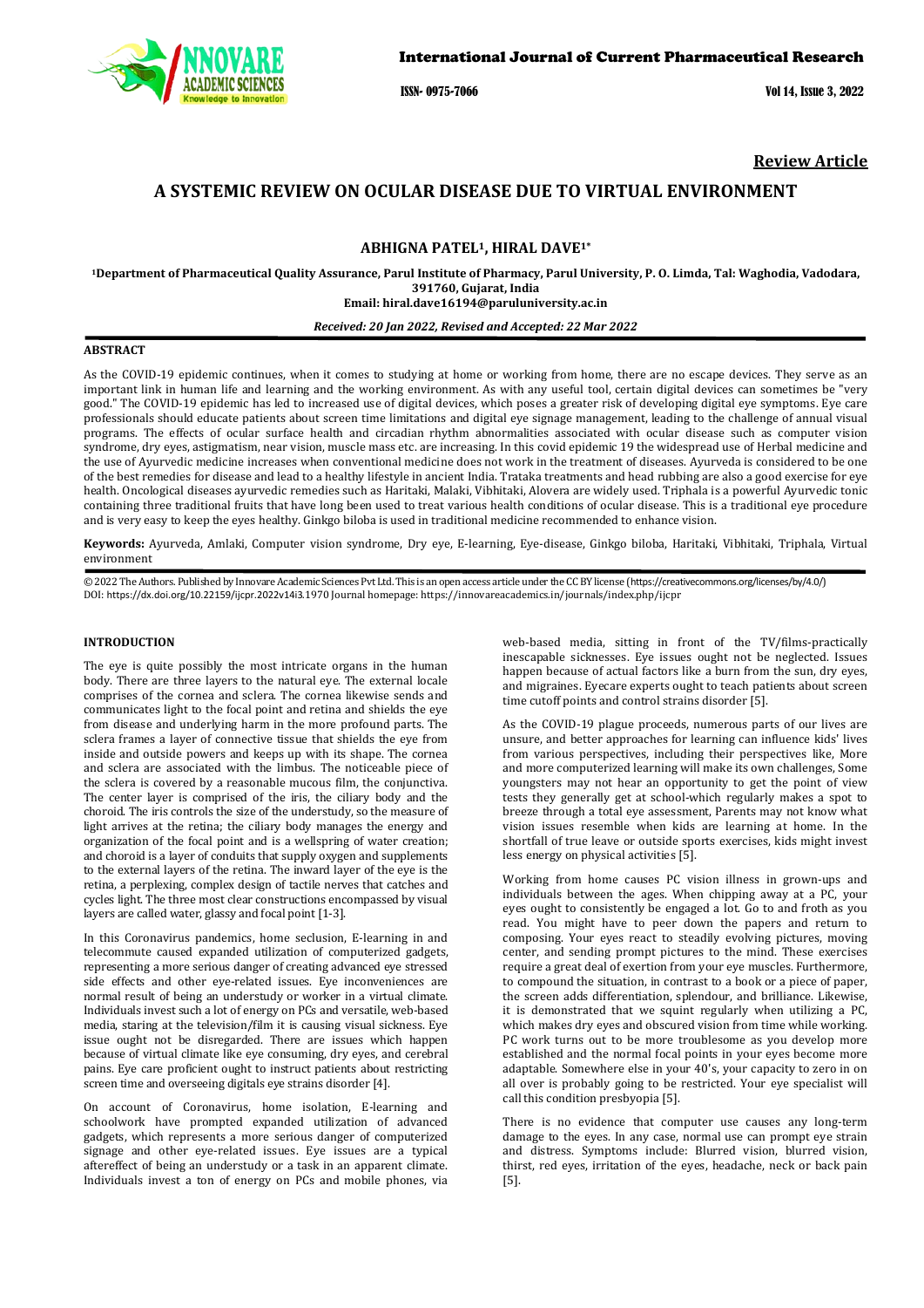**Review Article**

# A SYSTEMIC REVIEW ON OCULAR DISEASE DUE TO VIRTUAL ENVIRONMENT

**ABHIGNA PATEL[1], HIRAL DAVE[1*]**

**[1]Department of Pharmaceutical Quality Assurance, Parul Institute of Pharmacy, Parul University, P. O. Limda, Tal: Waghodia, Vadodara, 391760, Gujarat, India**
**Email: hiral.dave16194@paruluniversity.ac.in**

***Received: 20 Jan 2022, Revised and Accepted: 22 Mar 2022***

## ABSTRACT

As the COVID-19 epidemic continues, when it comes to studying at home or working from home, there are no escape devices. They serve as an important link in human life and learning and the working environment. As with any useful tool, certain digital devices can sometimes be "very good." The COVID-19 epidemic has led to increased use of digital devices, which poses a greater risk of developing digital eye symptoms. Eye care professionals should educate patients about screen time limitations and digital eye signage management, leading to the challenge of annual visual programs. The effects of ocular surface health and circadian rhythm abnormalities associated with ocular disease such as computer vision syndrome, dry eyes, astigmatism, near vision, muscle mass etc. are increasing. In this covid epidemic 19 the widespread use of Herbal medicine and the use of Ayurvedic medicine increases when conventional medicine does not work in the treatment of diseases. Ayurveda is considered to be one of the best remedies for disease and lead to a healthy lifestyle in ancient India. Trataka treatments and head rubbing are also a good exercise for eye health. Oncological diseases ayurvedic remedies such as Haritaki, Malaki, Vibhitaki, Alovera are widely used. Triphala is a powerful Ayurvedic tonic containing three traditional fruits that have long been used to treat various health conditions of ocular disease. This is a traditional eye procedure and is very easy to keep the eyes healthy. Ginkgo biloba is used in traditional medicine recommended to enhance vision.

**Keywords:** Ayurveda, Amlaki, Computer vision syndrome, Dry eye, E-learning, Eye-disease, Ginkgo biloba, Haritaki, Vibhitaki, Triphala, Virtual environment

© 2022 The Authors. Published by Innovare Academic Sciences Pvt Ltd. This is an open access article under the CC BY license (https://creativecommons.org/licenses/by/4.0/)
DOI: https://dx.doi.org/10.22159/ijcpr.2022v14i3.1970 Journal homepage: https://innovareacademics.in/journals/index.php/ijcpr

## INTRODUCTION

The eye is quite possibly the most intricate organs in the human body. There are three layers to the natural eye. The external locale comprises of the cornea and sclera. The cornea likewise sends and communicates light to the focal point and retina and shields the eye from disease and underlying harm in the more profound parts. The sclera frames a layer of connective tissue that shields the eye from inside and outside powers and keeps up with its shape. The cornea and sclera are associated with the limbus. The noticeable piece of the sclera is covered by a reasonable mucous film, the conjunctiva. The center layer is comprised of the iris, the ciliary body and the choroid. The iris controls the size of the understudy, so the measure of light arrives at the retina; the ciliary body manages the energy and organization of the focal point and is a wellspring of water creation; and choroid is a layer of conduits that supply oxygen and supplements to the external layers of the retina. The inward layer of the eye is the retina, a perplexing, complex design of tactile nerves that catches and cycles light. The three most clear constructions encompassed by visual layers are called water, glassy and focal point [1-3].

In this Coronavirus pandemics, home seclusion, E-learning in and telecommute caused expanded utilization of computerized gadgets, representing a more serious danger of creating advanced eye stressed side effects and other eye-related issues. Eye inconveniences are normal result of being an understudy or worker in a virtual climate. Individuals invest such a lot of energy on PCs and versatile, web-based media, staring at the television/film it is causing visual sickness. Eye issue ought not be disregarded. There are issues which happen because of virtual climate like eye consuming, dry eyes, and cerebral pains. Eye care proficient ought to instruct patients about restricting screen time and overseeing digitals eye strains disorder [4].

On account of Coronavirus, home isolation, E-learning and schoolwork have prompted expanded utilization of advanced gadgets, which represents a more serious danger of computerized signage and other eye-related issues. Eye issues are a typical aftereffect of being an understudy or a task in an apparent climate. Individuals invest a ton of energy on PCs and mobile phones, via web-based media, sitting in front of the TV/films-practically inescapable sicknesses. Eye issues ought not be neglected. Issues happen because of actual factors like a burn from the sun, dry eyes, and migraines. Eyecare experts ought to teach patients about screen time cutoff points and control strains disorder [5].

As the COVID-19 plague proceeds, numerous parts of our lives are unsure, and better approaches for learning can influence kids' lives from various perspectives, including their perspectives like, More and more computerized learning will make its own challenges, Some youngsters may not hear an opportunity to get the point of view tests they generally get at school-which regularly makes a spot to breeze through a total eye assessment, Parents may not know what vision issues resemble when kids are learning at home. In the shortfall of true leave or outside sports exercises, kids might invest less energy on physical activities [5].

Working from home causes PC vision illness in grown-ups and individuals between the ages. When chipping away at a PC, your eyes ought to consistently be engaged a lot. Go to and froth as you read. You might have to peer down the papers and return to composing. Your eyes react to steadily evolving pictures, moving center, and sending prompt pictures to the mind. These exercises require a great deal of exertion from your eye muscles. Furthermore, to compound the situation, in contrast to a book or a piece of paper, the screen adds differentiation, splendour, and brilliance. Likewise, it is demonstrated that we squint regularly when utilizing a PC, which makes dry eyes and obscured vision from time while working. PC work turns out to be more troublesome as you develop more established and the normal focal points in your eyes become more adaptable. Somewhere else in your 40's, your capacity to zero in on all over is probably going to be restricted. Your eye specialist will call this condition presbyopia [5].

There is no evidence that computer use causes any long-term damage to the eyes. In any case, normal use can prompt eye strain and distress. Symptoms include: Blurred vision, blurred vision, thirst, red eyes, irritation of the eyes, headache, neck or back pain [5].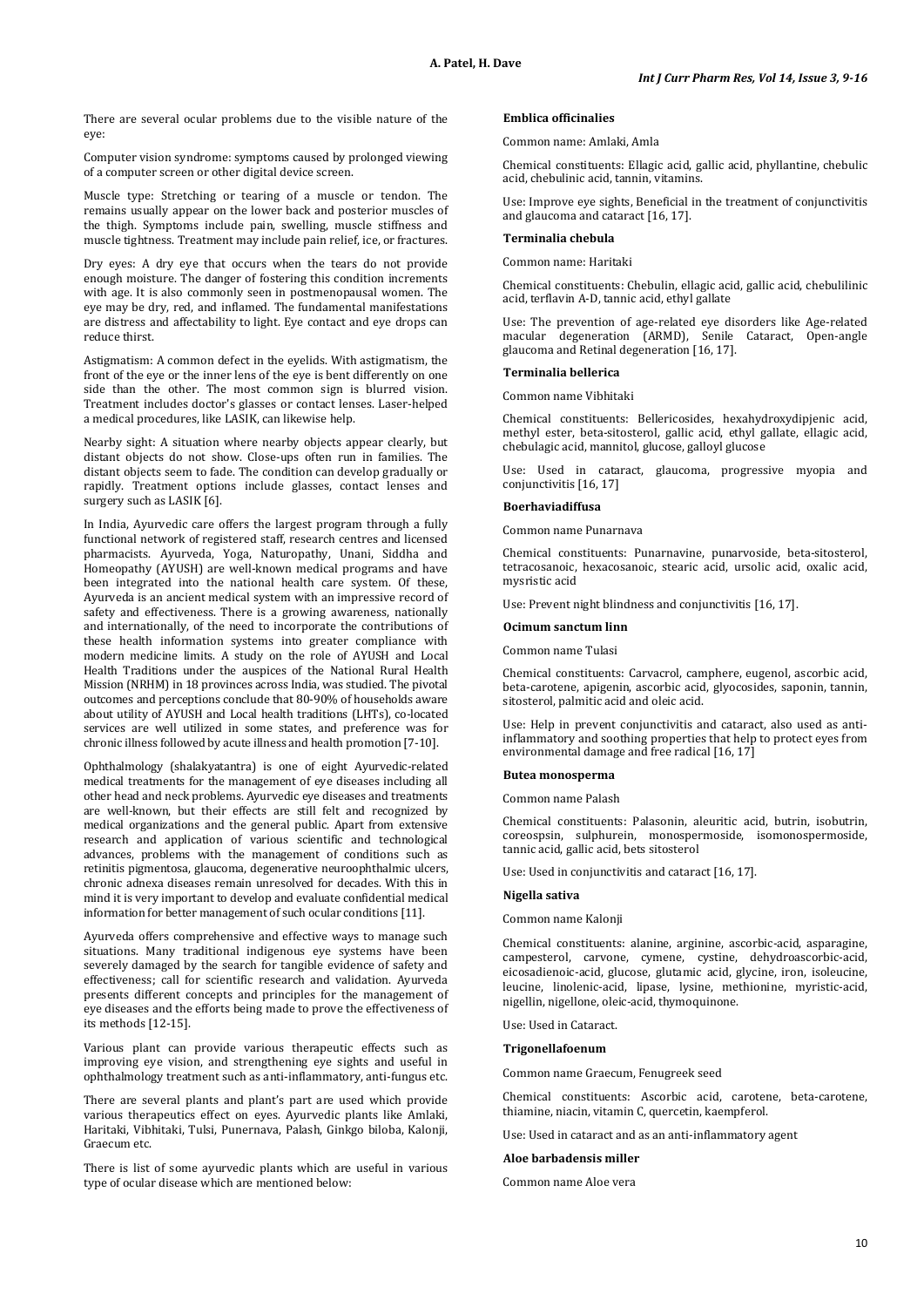There are several ocular problems due to the visible nature of the eye:

Computer vision syndrome: symptoms caused by prolonged viewing of a computer screen or other digital device screen.

Muscle type: Stretching or tearing of a muscle or tendon. The remains usually appear on the lower back and posterior muscles of the thigh. Symptoms include pain, swelling, muscle stiffness and muscle tightness. Treatment may include pain relief, ice, or fractures.

Dry eyes: A dry eye that occurs when the tears do not provide enough moisture. The danger of fostering this condition increments with age. It is also commonly seen in postmenopausal women. The eye may be dry, red, and inflamed. The fundamental manifestations are distress and affectability to light. Eye contact and eye drops can reduce thirst.

Astigmatism: A common defect in the eyelids. With astigmatism, the front of the eye or the inner lens of the eye is bent differently on one side than the other. The most common sign is blurred vision. Treatment includes doctor's glasses or contact lenses. Laser-helped a medical procedures, like LASIK, can likewise help.

Nearby sight: A situation where nearby objects appear clearly, but distant objects do not show. Close-ups often run in families. The distant objects seem to fade. The condition can develop gradually or rapidly. Treatment options include glasses, contact lenses and surgery such as LASIK [6].

In India, Ayurvedic care offers the largest program through a fully functional network of registered staff, research centres and licensed pharmacists. Ayurveda, Yoga, Naturopathy, Unani, Siddha and Homeopathy (AYUSH) are well-known medical programs and have been integrated into the national health care system. Of these, Ayurveda is an ancient medical system with an impressive record of safety and effectiveness. There is a growing awareness, nationally and internationally, of the need to incorporate the contributions of these health information systems into greater compliance with modern medicine limits. A study on the role of AYUSH and Local Health Traditions under the auspices of the National Rural Health Mission (NRHM) in 18 provinces across India, was studied. The pivotal outcomes and perceptions conclude that 80-90% of households aware about utility of AYUSH and Local health traditions (LHTs), co-located services are well utilized in some states, and preference was for chronic illness followed by acute illness and health promotion [7-10].

Ophthalmology (shalakyatantra) is one of eight Ayurvedic-related medical treatments for the management of eye diseases including all other head and neck problems. Ayurvedic eye diseases and treatments are well-known, but their effects are still felt and recognized by medical organizations and the general public. Apart from extensive research and application of various scientific and technological advances, problems with the management of conditions such as retinitis pigmentosa, glaucoma, degenerative neuroophthalmic ulcers, chronic adnexa diseases remain unresolved for decades. With this in mind it is very important to develop and evaluate confidential medical information for better management of such ocular conditions [11].

Ayurveda offers comprehensive and effective ways to manage such situations. Many traditional indigenous eye systems have been severely damaged by the search for tangible evidence of safety and effectiveness; call for scientific research and validation. Ayurveda presents different concepts and principles for the management of eye diseases and the efforts being made to prove the effectiveness of its methods [12-15].

Various plant can provide various therapeutic effects such as improving eye vision, and strengthening eye sights and useful in ophthalmology treatment such as anti-inflammatory, anti-fungus etc.

There are several plants and plant's part are used which provide various therapeutics effect on eyes. Ayurvedic plants like Amlaki, Haritaki, Vibhitaki, Tulsi, Punernava, Palash, Ginkgo biloba, Kalonji, Graecum etc.

There is list of some ayurvedic plants which are useful in various type of ocular disease which are mentioned below:

**Emblica officinalies**

Common name: Amlaki, Amla

Chemical constituents: Ellagic acid, gallic acid, phyllantine, chebulic acid, chebulinic acid, tannin, vitamins.

Use: Improve eye sights, Beneficial in the treatment of conjunctivitis and glaucoma and cataract [16, 17].

**Terminalia chebula**

Common name: Haritaki

Chemical constituents: Chebulin, ellagic acid, gallic acid, chebulilinic acid, terflavin A-D, tannic acid, ethyl gallate

Use: The prevention of age-related eye disorders like Age-related macular degeneration (ARMD), Senile Cataract, Open-angle glaucoma and Retinal degeneration [16, 17].

**Terminalia bellerica**

Common name Vibhitaki

Chemical constituents: Bellericosides, hexahydroxydipjenic acid, methyl ester, beta-sitosterol, gallic acid, ethyl gallate, ellagic acid, chebulagic acid, mannitol, glucose, galloyl glucose

Use: Used in cataract, glaucoma, progressive myopia and conjunctivitis [16, 17]

**Boerhaviadiffusa**

Common name Punarnava

Chemical constituents: Punarnavine, punarvoside, beta-sitosterol, tetracosanoic, hexacosanoic, stearic acid, ursolic acid, oxalic acid, mysristic acid

Use: Prevent night blindness and conjunctivitis [16, 17].

**Ocimum sanctum linn**

Common name Tulasi

Chemical constituents: Carvacrol, camphere, eugenol, ascorbic acid, beta-carotene, apigenin, ascorbic acid, glyocosides, saponin, tannin, sitosterol, palmitic acid and oleic acid.

Use: Help in prevent conjunctivitis and cataract, also used as anti-inflammatory and soothing properties that help to protect eyes from environmental damage and free radical [16, 17]

**Butea monosperma**

Common name Palash

Chemical constituents: Palasonin, aleuritic acid, butrin, isobutrin, coreospsin, sulphurein, monospermoside, isomonospermoside, tannic acid, gallic acid, bets sitosterol

Use: Used in conjunctivitis and cataract [16, 17].

**Nigella sativa**

Common name Kalonji

Chemical constituents: alanine, arginine, ascorbic-acid, asparagine, campesterol, carvone, cymene, cystine, dehydroascorbic-acid, eicosadienoic-acid, glucose, glutamic acid, glycine, iron, isoleucine, leucine, linolenic-acid, lipase, lysine, methionine, myristic-acid, nigellin, nigellone, oleic-acid, thymoquinone.

Use: Used in Cataract.

**Trigonellafoenum**

Common name Graecum, Fenugreek seed

Chemical constituents: Ascorbic acid, carotene, beta-carotene, thiamine, niacin, vitamin C, quercetin, kaempferol.

Use: Used in cataract and as an anti-inflammatory agent

**Aloe barbadensis miller**

Common name Aloe vera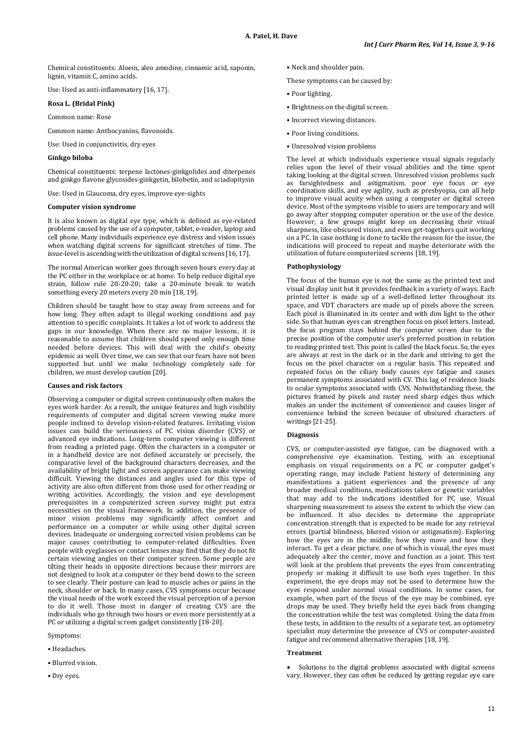Chemical constituents: Aloein, aleo amodine, cinnamic acid, saponin, lignin, vitamin C, amino acids.

Use: Used as anti-inflammatory [16, 17].

**Rosa L. (Bridal Pink)**

Common name: Rose

Common name: Anthocyanins, flavonoids.

Use: Used in conjunctivitis, dry eyes

**Ginkgo biloba**

Chemical constituents: terpene lactones-ginkgolides and diterpenes and ginkgo flavone glycosides-ginkgetin, bilobetin, and sciadopitysin

Use: Used in Glaucoma, dry eyes, improve eye-sights

**Computer vision syndrome**

It is also known as digital eye type, which is defined as eye-related problems caused by the use of a computer, tablet, e-reader, laptop and cell phone. Many individuals experience eye distress and vision issues when watching digital screens for significant stretches of time. The issue-level is ascending with the utilization of digital screens [16, 17].

The normal American worker goes through seven hours every day at the PC either in the workplace or at home. To help reduce digital eye strain, follow rule 20-20-20; take a 20-minute break to watch something every 20 meters every 20 min [18, 19].

Children should be taught how to stay away from screens and for how long. They often adapt to illegal working conditions and pay attention to specific complaints. It takes a lot of work to address the gaps in our knowledge. When there are no major lessons, it is reasonable to assume that children should spend only enough time needed before devices. This will deal with the child's obesity epidemic as well. Over time, we can see that our fears have not been supported but until we make technology completely safe for children, we must develop caution [20].

**Causes and risk factors**

Observing a computer or digital screen continuously often makes the eyes work harder. As a result, the unique features and high visibility requirements of computer and digital screen viewing make more people inclined to develop vision-related features. Irritating vision issues can build the seriousness of PC vision disorder (CVS) or advanced eye indications. Long-term computer viewing is different from reading a printed page. Often the characters in a computer or in a handheld device are not defined accurately or precisely, the comparative level of the background characters decreases, and the availability of bright light and screen appearance can make viewing difficult. Viewing the distances and angles used for this type of activity are also often different from those used for other reading or writing activities. Accordingly, the vision and eye development prerequisites in a computerized screen survey might put extra necessities on the visual framework. In addition, the presence of minor vision problems may significantly affect comfort and performance on a computer or while using other digital screen devices. Inadequate or undergoing corrected vision problems can be major causes contributing to computer-related difficulties. Even people with eyeglasses or contact lenses may find that they do not fit certain viewing angles on their computer screen. Some people are tilting their heads in opposite directions because their mirrors are not designed to look at a computer or they bend down to the screen to see clearly. Their posture can lead to muscle aches or pains in the neck, shoulder or back. In many cases, CVS symptoms occur because the visual needs of the work exceed the visual perception of a person to do it well. Those most in danger of creating CVS are the individuals who go through two hours or even more persistently at a PC or utilizing a digital screen gadget consistently [18-20].

Symptoms:

- Headaches.
- Blurred vision.
- Dry eyes.
- Neck and shoulder pain.

These symptoms can be caused by:

- Poor lighting.
- Brightness on the digital screen.
- Incorrect viewing distances.
- Poor living conditions.
- Unresolved vision problems

The level at which individuals experience visual signals regularly relies upon the level of their visual abilities and the time spent taking looking at the digital screen. Unresolved vision problems such as farsightedness and astigmatism, poor eye focus or eye coordination skills, and eye agility, such as presbyopia, can all help to improve visual acuity when using a computer or digital screen device. Most of the symptoms visible to users are temporary and will go away after stopping computer operation or the use of the device. However, a few groups might keep on decreasing their visual sharpness, like obscured vision, and even get-togethers quit working on a PC. In case nothing is done to tackle the reason for the issue, the indications will proceed to repeat and maybe deteriorate with the utilization of future computerized screens [18, 19].

**Pathophysiology**

The focus of the human eye is not the same as the printed text and visual display unit but it provides feedback in a variety of ways. Each printed letter is made up of a well-defined letter throughout its space, and VDT characters are made up of pixels above the screen. Each pixel is illuminated in its center and with dim light to the other side. So that human eyes can strengthen focus on pixel letters. Instead, the focus program stays behind the computer screen due to the precise position of the computer user's preferred position in relation to reading printed text. This point is called the black focus. So, the eyes are always at rest in the dark or in the dark and striving to get the focus on the pixel character on a regular basis. This repeated and repeated focus on the ciliary body causes eye fatigue and causes permanent symptoms associated with CV. This lag of residence leads to ocular symptoms associated with CVS. Notwithstanding these, the pictures framed by pixels and raster need sharp edges thus which makes an under the incitement of convenience and causes linger of convenience behind the screen because of obscured characters of writings [21-25].

**Diagnosis**

CVS, or computer-assisted eye fatigue, can be diagnosed with a comprehensive eye examination. Testing, with an exceptional emphasis on visual requirements on a PC or computer gadget's operating range, may include Patient history of determining any manifestations a patient experiences and the presence of any broader medical conditions, medications taken or genetic variables that may add to the indications identified for PC use. Visual sharpening measurement to assess the extent to which the view can be influenced. It also decides to determine the appropriate concentration strength that is expected to be made for any retrieval errors (partial blindness, blurred vision or astigmatism). Exploring how the eyes are in the middle, how they move and how they interact. To get a clear picture, one of which is visual, the eyes must adequately alter the center, move and function as a joint. This test will look at the problem that prevents the eyes from concentrating properly or making it difficult to use both eyes together. In this experiment, the eye drops may not be used to determine how the eyes respond under normal visual conditions. In some cases, for example, when part of the focus of the eye may be combined, eye drops may be used. They briefly held the eyes back from changing the concentration while the test was completed. Using the data from these tests, in addition to the results of a separate test, an optometry specialist may determine the presence of CVS or computer-assisted fatigue and recommend alternative therapies [18, 19].

**Treatment**

- Solutions to the digital problems associated with digital screens vary. However, they can often be reduced by getting regular eye care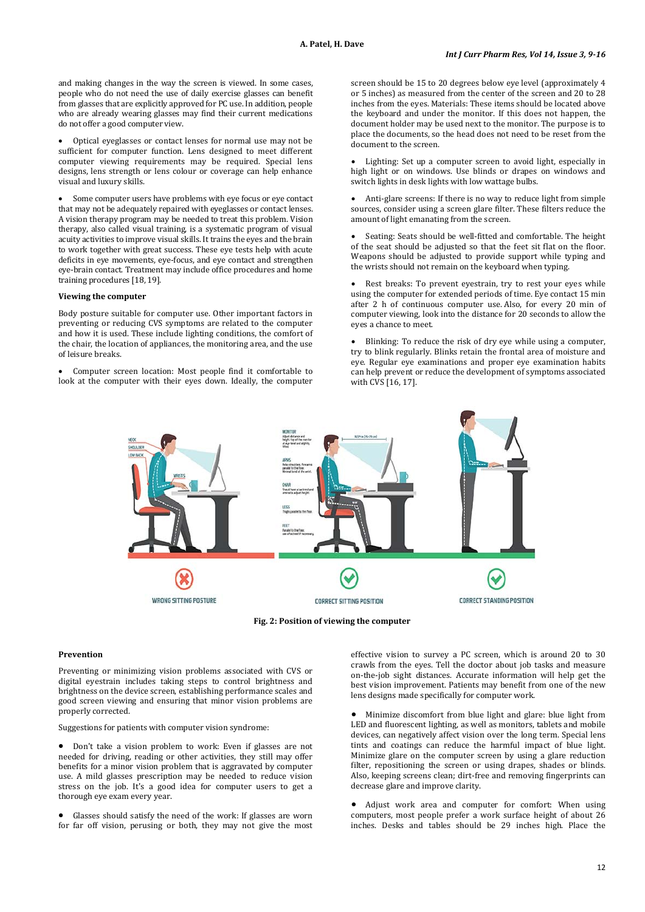and making changes in the way the screen is viewed. In some cases, people who do not need the use of daily exercise glasses can benefit from glasses that are explicitly approved for PC use. In addition, people who are already wearing glasses may find their current medications do not offer a good computer view.

- Optical eyeglasses or contact lenses for normal use may not be sufficient for computer function. Lens designed to meet different computer viewing requirements may be required. Special lens designs, lens strength or lens colour or coverage can help enhance visual and luxury skills.

- Some computer users have problems with eye focus or eye contact that may not be adequately repaired with eyeglasses or contact lenses. A vision therapy program may be needed to treat this problem. Vision therapy, also called visual training, is a systematic program of visual acuity activities to improve visual skills. It trains the eyes and the brain to work together with great success. These eye tests help with acute deficits in eye movements, eye-focus, and eye contact and strengthen eye-brain contact. Treatment may include office procedures and home training procedures [18, 19].

**Viewing the computer**

Body posture suitable for computer use. Other important factors in preventing or reducing CVS symptoms are related to the computer and how it is used. These include lighting conditions, the comfort of the chair, the location of appliances, the monitoring area, and the use of leisure breaks.

- Computer screen location: Most people find it comfortable to look at the computer with their eyes down. Ideally, the computer screen should be 15 to 20 degrees below eye level (approximately 4 or 5 inches) as measured from the center of the screen and 20 to 28 inches from the eyes. Materials: These items should be located above the keyboard and under the monitor. If this does not happen, the document holder may be used next to the monitor. The purpose is to place the documents, so the head does not need to be reset from the document to the screen.

- Lighting: Set up a computer screen to avoid light, especially in high light or on windows. Use blinds or drapes on windows and switch lights in desk lights with low wattage bulbs.

- Anti-glare screens: If there is no way to reduce light from simple sources, consider using a screen glare filter. These filters reduce the amount of light emanating from the screen.

- Seating: Seats should be well-fitted and comfortable. The height of the seat should be adjusted so that the feet sit flat on the floor. Weapons should be adjusted to provide support while typing and the wrists should not remain on the keyboard when typing.

- Rest breaks: To prevent eyestrain, try to rest your eyes while using the computer for extended periods of time. Eye contact 15 min after 2 h of continuous computer use. Also, for every 20 min of computer viewing, look into the distance for 20 seconds to allow the eyes a chance to meet.

- Blinking: To reduce the risk of dry eye while using a computer, try to blink regularly. Blinks retain the frontal area of moisture and eye. Regular eye examinations and proper eye examination habits can help prevent or reduce the development of symptoms associated with CVS [16, 17].

**Fig. 2: Position of viewing the computer**

**Prevention**

Preventing or minimizing vision problems associated with CVS or digital eyestrain includes taking steps to control brightness and brightness on the device screen, establishing performance scales and good screen viewing and ensuring that minor vision problems are properly corrected.

Suggestions for patients with computer vision syndrome:

- Don't take a vision problem to work: Even if glasses are not needed for driving, reading or other activities, they still may offer benefits for a minor vision problem that is aggravated by computer use. A mild glasses prescription may be needed to reduce vision stress on the job. It's a good idea for computer users to get a thorough eye exam every year.

- Glasses should satisfy the need of the work: If glasses are worn for far off vision, perusing or both, they may not give the most effective vision to survey a PC screen, which is around 20 to 30 crawls from the eyes. Tell the doctor about job tasks and measure on-the-job sight distances. Accurate information will help get the best vision improvement. Patients may benefit from one of the new lens designs made specifically for computer work.

- Minimize discomfort from blue light and glare: blue light from LED and fluorescent lighting, as well as monitors, tablets and mobile devices, can negatively affect vision over the long term. Special lens tints and coatings can reduce the harmful impact of blue light. Minimize glare on the computer screen by using a glare reduction filter, repositioning the screen or using drapes, shades or blinds. Also, keeping screens clean; dirt-free and removing fingerprints can decrease glare and improve clarity.

- Adjust work area and computer for comfort: When using computers, most people prefer a work surface height of about 26 inches. Desks and tables should be 29 inches high. Place the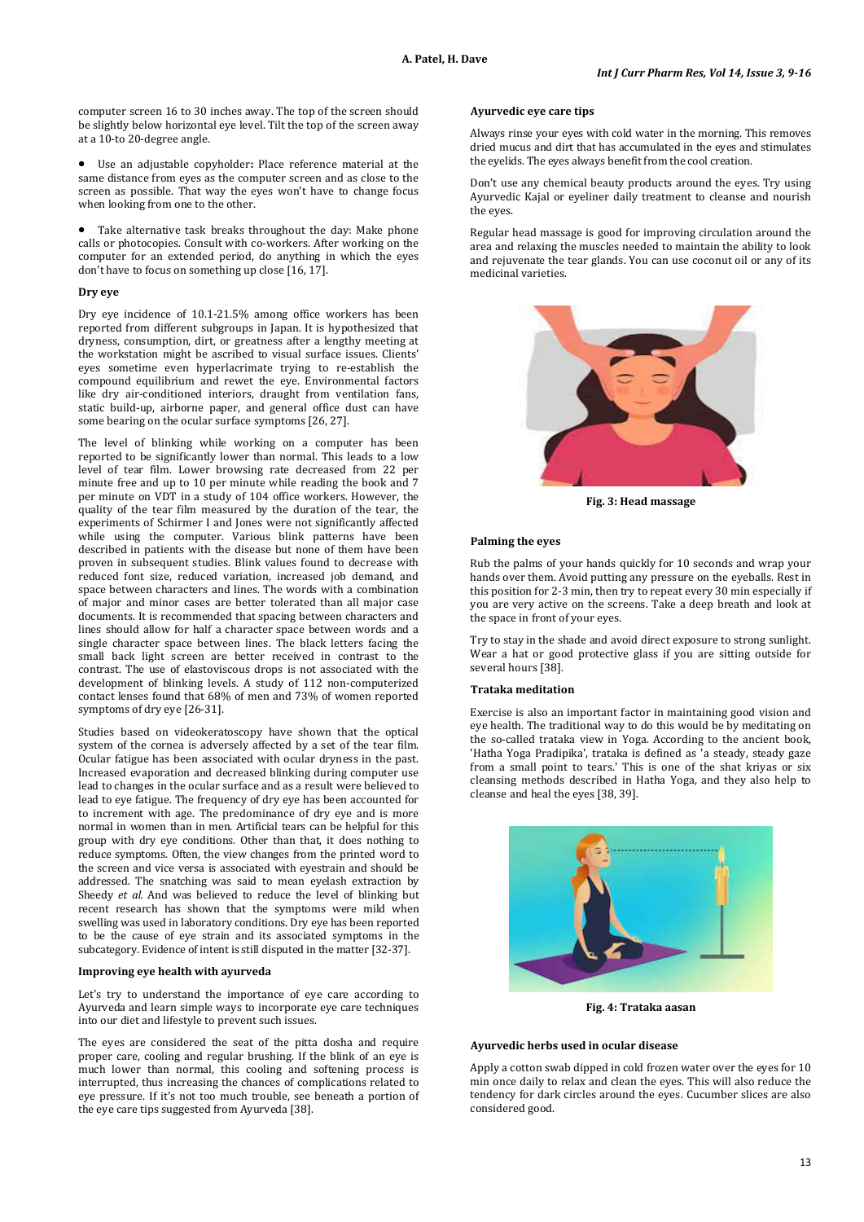computer screen 16 to 30 inches away. The top of the screen should be slightly below horizontal eye level. Tilt the top of the screen away at a 10-to 20-degree angle.

- Use an adjustable copyholder**:** Place reference material at the same distance from eyes as the computer screen and as close to the screen as possible. That way the eyes won't have to change focus when looking from one to the other.

- Take alternative task breaks throughout the day: Make phone calls or photocopies. Consult with co-workers. After working on the computer for an extended period, do anything in which the eyes don't have to focus on something up close [16, 17].

### Dry eye

Dry eye incidence of 10.1-21.5% among office workers has been reported from different subgroups in Japan. It is hypothesized that dryness, consumption, dirt, or greatness after a lengthy meeting at the workstation might be ascribed to visual surface issues. Clients' eyes sometime even hyperlacrimate trying to re-establish the compound equilibrium and rewet the eye. Environmental factors like dry air-conditioned interiors, draught from ventilation fans, static build-up, airborne paper, and general office dust can have some bearing on the ocular surface symptoms [26, 27].

The level of blinking while working on a computer has been reported to be significantly lower than normal. This leads to a low level of tear film. Lower browsing rate decreased from 22 per minute free and up to 10 per minute while reading the book and 7 per minute on VDT in a study of 104 office workers. However, the quality of the tear film measured by the duration of the tear, the experiments of Schirmer I and Jones were not significantly affected while using the computer. Various blink patterns have been described in patients with the disease but none of them have been proven in subsequent studies. Blink values found to decrease with reduced font size, reduced variation, increased job demand, and space between characters and lines. The words with a combination of major and minor cases are better tolerated than all major case documents. It is recommended that spacing between characters and lines should allow for half a character space between words and a single character space between lines. The black letters facing the small back light screen are better received in contrast to the contrast. The use of elastoviscous drops is not associated with the development of blinking levels. A study of 112 non-computerized contact lenses found that 68% of men and 73% of women reported symptoms of dry eye [26-31].

Studies based on videokeratoscopy have shown that the optical system of the cornea is adversely affected by a set of the tear film. Ocular fatigue has been associated with ocular dryness in the past. Increased evaporation and decreased blinking during computer use lead to changes in the ocular surface and as a result were believed to lead to eye fatigue. The frequency of dry eye has been accounted for to increment with age. The predominance of dry eye and is more normal in women than in men. Artificial tears can be helpful for this group with dry eye conditions. Other than that, it does nothing to reduce symptoms. Often, the view changes from the printed word to the screen and vice versa is associated with eyestrain and should be addressed. The snatching was said to mean eyelash extraction by Sheedy *et al.* And was believed to reduce the level of blinking but recent research has shown that the symptoms were mild when swelling was used in laboratory conditions. Dry eye has been reported to be the cause of eye strain and its associated symptoms in the subcategory. Evidence of intent is still disputed in the matter [32-37].

### Improving eye health with ayurveda

Let's try to understand the importance of eye care according to Ayurveda and learn simple ways to incorporate eye care techniques into our diet and lifestyle to prevent such issues.

The eyes are considered the seat of the pitta dosha and require proper care, cooling and regular brushing. If the blink of an eye is much lower than normal, this cooling and softening process is interrupted, thus increasing the chances of complications related to eye pressure. If it's not too much trouble, see beneath a portion of the eye care tips suggested from Ayurveda [38].

### Ayurvedic eye care tips

Always rinse your eyes with cold water in the morning. This removes dried mucus and dirt that has accumulated in the eyes and stimulates the eyelids. The eyes always benefit from the cool creation.

Don't use any chemical beauty products around the eyes. Try using Ayurvedic Kajal or eyeliner daily treatment to cleanse and nourish the eyes.

Regular head massage is good for improving circulation around the area and relaxing the muscles needed to maintain the ability to look and rejuvenate the tear glands. You can use coconut oil or any of its medicinal varieties.

**Fig. 3: Head massage**

### Palming the eyes

Rub the palms of your hands quickly for 10 seconds and wrap your hands over them. Avoid putting any pressure on the eyeballs. Rest in this position for 2-3 min, then try to repeat every 30 min especially if you are very active on the screens. Take a deep breath and look at the space in front of your eyes.

Try to stay in the shade and avoid direct exposure to strong sunlight. Wear a hat or good protective glass if you are sitting outside for several hours [38].

### Trataka meditation

Exercise is also an important factor in maintaining good vision and eye health. The traditional way to do this would be by meditating on the so-called trataka view in Yoga. According to the ancient book, 'Hatha Yoga Pradipika', trataka is defined as 'a steady, steady gaze from a small point to tears.' This is one of the shat kriyas or six cleansing methods described in Hatha Yoga, and they also help to cleanse and heal the eyes [38, 39].

**Fig. 4: Trataka aasan**

### Ayurvedic herbs used in ocular disease

Apply a cotton swab dipped in cold frozen water over the eyes for 10 min once daily to relax and clean the eyes. This will also reduce the tendency for dark circles around the eyes. Cucumber slices are also considered good.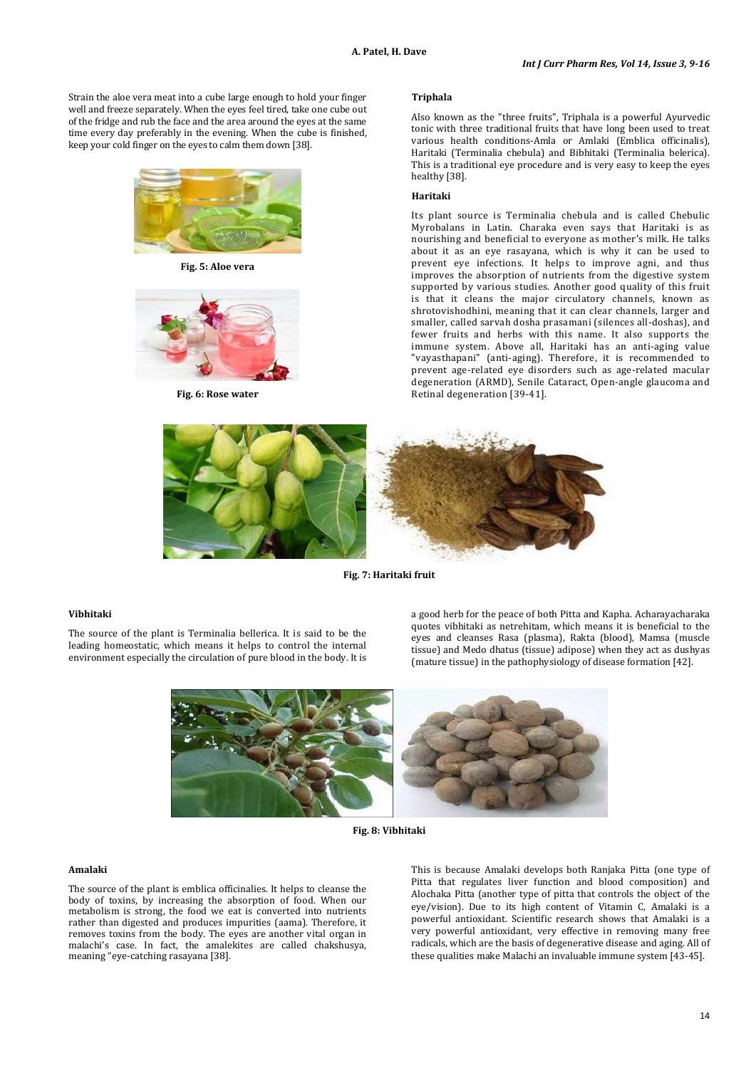Strain the aloe vera meat into a cube large enough to hold your finger well and freeze separately. When the eyes feel tired, take one cube out of the fridge and rub the face and the area around the eyes at the same time every day preferably in the evening. When the cube is finished, keep your cold finger on the eyes to calm them down [38].

**Fig. 5: Aloe vera**

**Fig. 6: Rose water**

### Triphala

Also known as the "three fruits", Triphala is a powerful Ayurvedic tonic with three traditional fruits that have long been used to treat various health conditions-Amla or Amlaki (Emblica officinalis), Haritaki (Terminalia chebula) and Bibhitaki (Terminalia belerica). This is a traditional eye procedure and is very easy to keep the eyes healthy [38].

### Haritaki

Its plant source is Terminalia chebula and is called Chebulic Myrobalans in Latin. Charaka even says that Haritaki is as nourishing and beneficial to everyone as mother's milk. He talks about it as an eye rasayana, which is why it can be used to prevent eye infections. It helps to improve agni, and thus improves the absorption of nutrients from the digestive system supported by various studies. Another good quality of this fruit is that it cleans the major circulatory channels, known as shrotovishodhini, meaning that it can clear channels, larger and smaller, called sarvah dosha prasamani (silences all-doshas), and fewer fruits and herbs with this name. It also supports the immune system. Above all, Haritaki has an anti-aging value "vayasthapani" (anti-aging). Therefore, it is recommended to prevent age-related eye disorders such as age-related macular degeneration (ARMD), Senile Cataract, Open-angle glaucoma and Retinal degeneration [39-41].

**Fig. 7: Haritaki fruit**

### Vibhitaki

The source of the plant is Terminalia bellerica. It is said to be the leading homeostatic, which means it helps to control the internal environment especially the circulation of pure blood in the body. It is a good herb for the peace of both Pitta and Kapha. Acharayacharaka quotes vibhitaki as netrehitam, which means it is beneficial to the eyes and cleanses Rasa (plasma), Rakta (blood), Mamsa (muscle tissue) and Medo dhatus (tissue) adipose) when they act as dushyas (mature tissue) in the pathophysiology of disease formation [42].

**Fig. 8: Vibhitaki**

### Amalaki

The source of the plant is emblica officinalies. It helps to cleanse the body of toxins, by increasing the absorption of food. When our metabolism is strong, the food we eat is converted into nutrients rather than digested and produces impurities (aama). Therefore, it removes toxins from the body. The eyes are another vital organ in malachi's case. In fact, the amalekites are called chakshusya, meaning "eye-catching rasayana [38].

This is because Amalaki develops both Ranjaka Pitta (one type of Pitta that regulates liver function and blood composition) and Alochaka Pitta (another type of pitta that controls the object of the eye/vision). Due to its high content of Vitamin C, Amalaki is a powerful antioxidant. Scientific research shows that Amalaki is a very powerful antioxidant, very effective in removing many free radicals, which are the basis of degenerative disease and aging. All of these qualities make Malachi an invaluable immune system [43-45].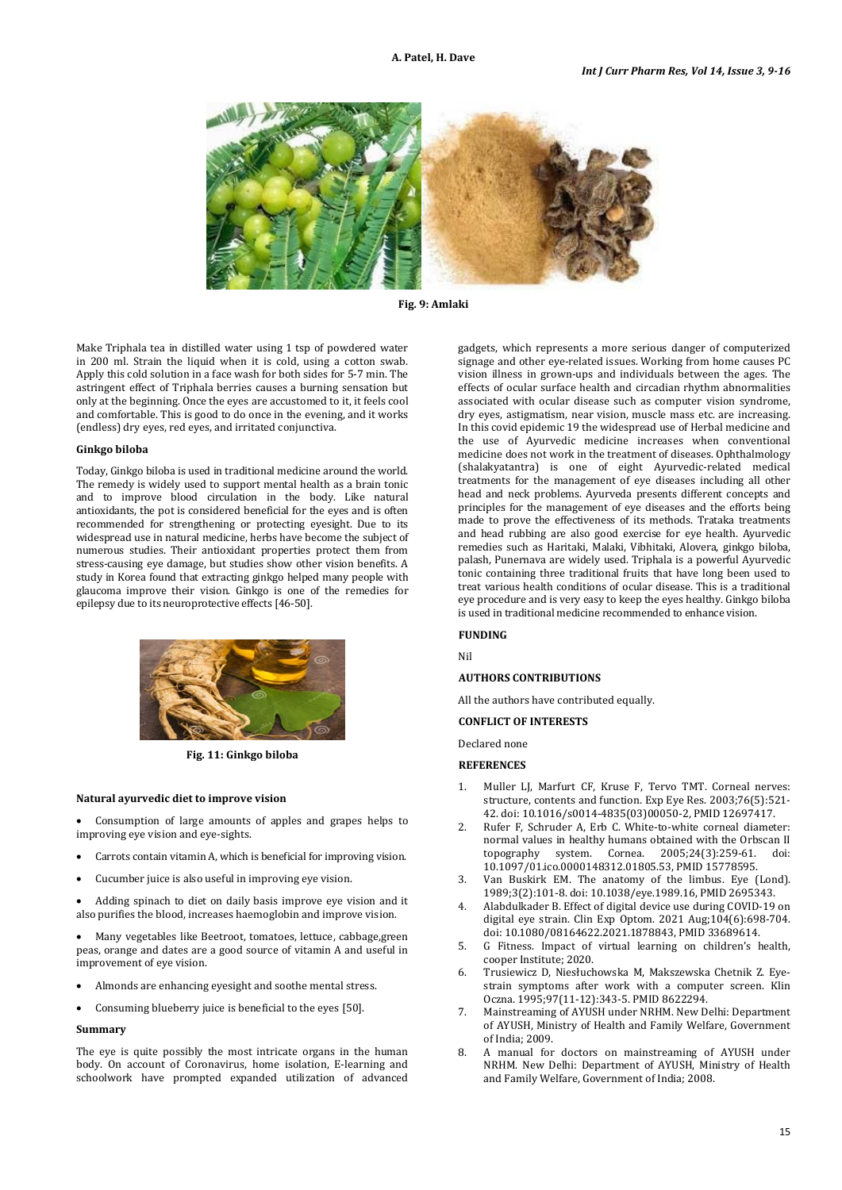Fig. 9: Amlaki

Make Triphala tea in distilled water using 1 tsp of powdered water in 200 ml. Strain the liquid when it is cold, using a cotton swab. Apply this cold solution in a face wash for both sides for 5-7 min. The astringent effect of Triphala berries causes a burning sensation but only at the beginning. Once the eyes are accustomed to it, it feels cool and comfortable. This is good to do once in the evening, and it works (endless) dry eyes, red eyes, and irritated conjunctiva.

#### Ginkgo biloba

Today, Ginkgo biloba is used in traditional medicine around the world. The remedy is widely used to support mental health as a brain tonic and to improve blood circulation in the body. Like natural antioxidants, the pot is considered beneficial for the eyes and is often recommended for strengthening or protecting eyesight. Due to its widespread use in natural medicine, herbs have become the subject of numerous studies. Their antioxidant properties protect them from stress-causing eye damage, but studies show other vision benefits. A study in Korea found that extracting ginkgo helped many people with glaucoma improve their vision. Ginkgo is one of the remedies for epilepsy due to its neuroprotective effects [46-50].

Fig. 11: Ginkgo biloba

#### Natural ayurvedic diet to improve vision

- Consumption of large amounts of apples and grapes helps to improving eye vision and eye-sights.
- Carrots contain vitamin A, which is beneficial for improving vision.
- Cucumber juice is also useful in improving eye vision.
- Adding spinach to diet on daily basis improve eye vision and it also purifies the blood, increases haemoglobin and improve vision.
- Many vegetables like Beetroot, tomatoes, lettuce, cabbage,green peas, orange and dates are a good source of vitamin A and useful in improvement of eye vision.
- Almonds are enhancing eyesight and soothe mental stress.
- Consuming blueberry juice is beneficial to the eyes [50].

#### Summary

The eye is quite possibly the most intricate organs in the human body. On account of Coronavirus, home isolation, E-learning and schoolwork have prompted expanded utilization of advanced gadgets, which represents a more serious danger of computerized signage and other eye-related issues. Working from home causes PC vision illness in grown-ups and individuals between the ages. The effects of ocular surface health and circadian rhythm abnormalities associated with ocular disease such as computer vision syndrome, dry eyes, astigmatism, near vision, muscle mass etc. are increasing. In this covid epidemic 19 the widespread use of Herbal medicine and the use of Ayurvedic medicine increases when conventional medicine does not work in the treatment of diseases. Ophthalmology (shalakyatantra) is one of eight Ayurvedic-related medical treatments for the management of eye diseases including all other head and neck problems. Ayurveda presents different concepts and principles for the management of eye diseases and the efforts being made to prove the effectiveness of its methods. Trataka treatments and head rubbing are also good exercise for eye health. Ayurvedic remedies such as Haritaki, Malaki, Vibhitaki, Alovera, ginkgo biloba, palash, Punernava are widely used. Triphala is a powerful Ayurvedic tonic containing three traditional fruits that have long been used to treat various health conditions of ocular disease. This is a traditional eye procedure and is very easy to keep the eyes healthy. Ginkgo biloba is used in traditional medicine recommended to enhance vision.

#### FUNDING

Nil

#### AUTHORS CONTRIBUTIONS

All the authors have contributed equally.

#### CONFLICT OF INTERESTS

Declared none

#### REFERENCES

1. Muller LJ, Marfurt CF, Kruse F, Tervo TMT. Corneal nerves: structure, contents and function. Exp Eye Res. 2003;76(5):521-42. doi: 10.1016/s0014-4835(03)00050-2, PMID 12697417.
2. Rufer F, Schruder A, Erb C. White-to-white corneal diameter: normal values in healthy humans obtained with the Orbscan II topography system. Cornea. 2005;24(3):259-61. doi: 10.1097/01.ico.0000148312.01805.53, PMID 15778595.
3. Van Buskirk EM. The anatomy of the limbus. Eye (Lond). 1989;3(2):101-8. doi: 10.1038/eye.1989.16, PMID 2695343.
4. Alabdulkader B. Effect of digital device use during COVID-19 on digital eye strain. Clin Exp Optom. 2021 Aug;104(6):698-704. doi: 10.1080/08164622.2021.1878843, PMID 33689614.
5. G Fitness. Impact of virtual learning on children's health, cooper Institute; 2020.
6. Trusiewicz D, Niesłuchowska M, Makszewska Chetnik Z. Eye-strain symptoms after work with a computer screen. Klin Oczna. 1995;97(11-12):343-5. PMID 8622294.
7. Mainstreaming of AYUSH under NRHM. New Delhi: Department of AYUSH, Ministry of Health and Family Welfare, Government of India; 2009.
8. A manual for doctors on mainstreaming of AYUSH under NRHM. New Delhi: Department of AYUSH, Ministry of Health and Family Welfare, Government of India; 2008.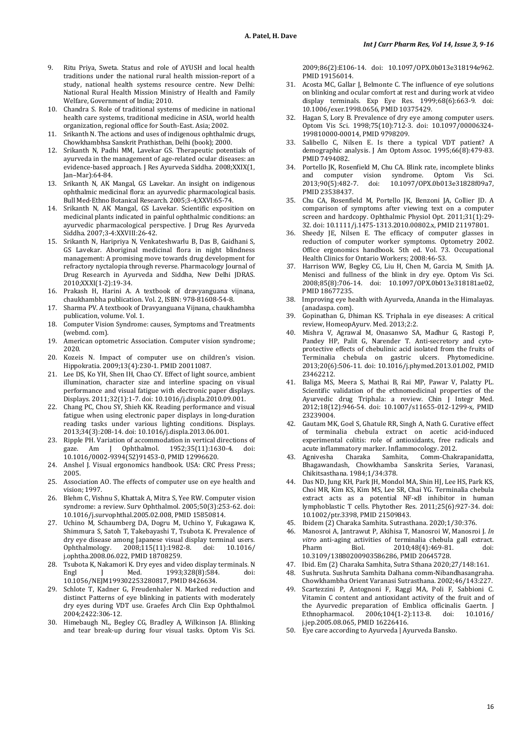9. Ritu Priya, Sweta. Status and role of AYUSH and local health traditions under the national rural health mission-report of a study, national health systems resource centre. New Delhi: National Rural Health Mission Ministry of Health and Family Welfare, Government of India; 2010.
10. Chandra S. Role of traditional systems of medicine in national health care systems, traditional medicine in ASIA, world health organization, regional office for South-East. Asia; 2002.
11. Srikanth N. The actions and uses of indigenous ophthalmic drugs, Chowkhambhsa Sanskrit Prathisthan, Delhi (book); 2000.
12. Srikanth N, Padhi MM, Lavekar GS. Therapeutic potentials of ayurveda in the management of age-related ocular diseases: an evidence-based approach. J Res Ayurveda Siddha. 2008;XXIX(1, Jan–Mar):64-84.
13. Srikanth N, AK Mangal, GS Lavekar. An insight on indigenous ophthalmic medicinal flora: an ayurvedic pharmacological basis. Bull Med-Ethno Botanical Research. 2005;3-4;XXVI:65-74.
14. Srikanth N, AK Mangal, GS Lavekar. Scientific exposition on medicinal plants indicated in painful ophthalmic conditions: an ayurvedic pharmacological perspective. J Drug Res Ayurveda Siddha. 2007;3-4:XXVIII:26-42.
15. Srikanth N, Haripriya N, Venkateshwarlu B, Das B, Gaidhani S, GS Lavekar. Aboriginal medicinal flora in night blindness management: A promising move towards drug development for refractory nyctalopia through reverse. Pharmacology Journal of Drug Research in Ayurveda and Siddha, New Delhi JDRAS. 2010;XXXI(1-2):19-34.
16. Prakash H, Harini A. A textbook of dravyanguana vijnana, chaukhambha publication. Vol. 2, ISBN: 978-81608-54-8.
17. Sharma PV. A textbook of Dravyanguana Vijnana, chaukhambha publication, volume. Vol. 1.
18. Computer Vision Syndrome: causes, Symptoms and Treatments (webmd. com).
19. American optometric Association. Computer vision syndrome; 2020.
20. Kozeis N. Impact of computer use on children's vision. Hippokratia. 2009;13(4):230-1. PMID 20011087.
21. Lee DS, Ko YH, Shen IH, Chao CY. Effect of light source, ambient illumination, character size and interline spacing on visual performance and visual fatigue with electronic paper displays. Displays. 2011;32(1):1-7. doi: 10.1016/j.displa.2010.09.001.
22. Chang PC, Chou SY, Shieh KK. Reading performance and visual fatigue when using electronic paper displays in long-duration reading tasks under various lighting conditions. Displays. 2013;34(3):208-14. doi: 10.1016/j.displa.2013.06.001.
23. Ripple PH. Variation of accommodation in vertical directions of gaze. Am J Ophthalmol. 1952;35(11):1630-4. doi: 10.1016/0002-9394(52)91453-0, PMID 12996620.
24. Anshel J. Visual ergonomics handbook. USA: CRC Press Press; 2005.
25. Association AO. The effects of computer use on eye health and vision; 1997.
26. Blehm C, Vishnu S, Khattak A, Mitra S, Yee RW. Computer vision syndrome: a review. Surv Ophthalmol. 2005;50(3):253-62. doi: 10.1016/j.survophthal.2005.02.008, PMID 15850814.
27. Uchino M, Schaumberg DA, Dogru M, Uchino Y, Fukagawa K, Shimmura S, Satoh T, Takebayashi T, Tsubota K. Prevalence of dry eye disease among Japanese visual display terminal users. Ophthalmology. 2008;115(11):1982-8. doi: 10.1016/j.ophtha.2008.06.022, PMID 18708259.
28. Tsubota K, Nakamori K. Dry eyes and video display terminals. N Engl J Med. 1993;328(8):584. doi: 10.1056/NEJM199302253280817, PMID 8426634.
29. Schlote T, Kadner G, Freudenhaler N. Marked reduction and distinct Patterns of eye blinking in patients with moderately dry eyes during VDT use. Graefes Arch Clin Exp Ophthalmol. 2004;2422:306-12.
30. Himebaugh NL, Begley CG, Bradley A, Wilkinson JA. Blinking and tear break-up during four visual tasks. Optom Vis Sci. 2009;86(2):E106-14. doi: 10.1097/OPX.0b013e318194e962. PMID 19156014.
31. Acosta MC, Gallar J, Belmonte C. The influence of eye solutions on blinking and ocular comfort at rest and during work at video display terminals. Exp Eye Res. 1999;68(6):663-9. doi: 10.1006/exer.1998.0656, PMID 10375429.
32. Hagan S, Lory B. Prevalence of dry eye among computer users. Optom Vis Sci. 1998;75(10):712-3. doi: 10.1097/00006324-199810000-00014, PMID 9798209.
33. Salibello C, Nilsen E. Is there a typical VDT patient? A demographic analysis. J Am Optom Assoc. 1995;66(8):479-83. PMID 7494082.
34. Portello JK, Rosenfield M, Chu CA. Blink rate, incomplete blinks and computer vision syndrome. Optom Vis Sci. 2013;90(5):482-7. doi: 10.1097/OPX.0b013e31828f09a7, PMID 23538437.
35. Chu CA, Rosenfield M, Portello JK, Benzoni JA, Collier JD. A comparison of symptoms after viewing text on a computer screen and hardcopy. Ophthalmic Physiol Opt. 2011;31(1):29-32. doi: 10.1111/j.1475-1313.2010.00802.x, PMID 21197801.
36. Sheedy JE, Nilsen E. The efficacy of computer glasses in reduction of computer worker symptoms. Optometry 2002. Office ergonomics handbook. 5th ed. Vol. 73. Occupational Health Clinics for Ontario Workers; 2008:46-53.
37. Harrison WW, Begley CG, Liu H, Chen M, Garcia M, Smith JA. Menisci and fullness of the blink in dry eye. Optom Vis Sci. 2008;85(8):706-14. doi: 10.1097/OPX.0b013e318181ae02, PMID 18677235.
38. Improving eye health with Ayurveda, Ananda in the Himalayas. (anadaspa. com).
39. Gopinathan G, Dhiman KS. Triphala in eye diseases: A critical review, HomeopAyurv. Med. 2013;2:2.
40. Mishra V, Agrawal M, Onasanwo SA, Madhur G, Rastogi P, Pandey HP, Palit G, Narender T. Anti-secretory and cyto-protective effects of chebulinic acid isolated from the fruits of Terminalia chebula on gastric ulcers. Phytomedicine. 2013;20(6):506-11. doi: 10.1016/j.phymed.2013.01.002, PMID 23462212.
41. Baliga MS, Meera S, Mathai B, Rai MP, Pawar V, Palatty PL. Scientific validation of the ethnomedicinal properties of the Ayurvedic drug Triphala: a review. Chin J Integr Med. 2012;18(12):946-54. doi: 10.1007/s11655-012-1299-x, PMID 23239004.
42. Gautam MK, Goel S, Ghatule RR, Singh A, Nath G. Curative effect of terminalia chebula extract on acetic acid-induced experimental colitis: role of antioxidants, free radicals and acute inflammatory marker. Inflammocology. 2012.
43. Agnivesha Charaka Samhita, Comm-Chakrapanidatta, Bhagawandash, Chowkhamba Sanskrita Series, Varanasi, Chikitsasthana. 1984;1/34:378.
44. Das ND, Jung KH, Park JH, Mondol MA, Shin HJ, Lee HS, Park KS, Choi MR, Kim KS, Kim MS, Lee SR, Chai YG. Terminalia chebula extract acts as a potential NF-κB inhibitor in human lymphoblastic T cells. Phytother Res. 2011;25(6):927-34. doi: 10.1002/ptr.3398, PMID 21509843.
45. Ibidem (2) Charaka Samhita. Sutrasthana. 2020;1/30:376.
46. Manosroi A, Jantrawut P, Akihisa T, Manosroi W, Manosroi J. *In vitro* anti-aging activities of terminalia chebula gall extract. Pharm Biol. 2010;48(4):469-81. doi: 10.3109/13880200903586286, PMID 20645728.
47. Ibid. Em (2) Charaka Samhita, Sutra Sthana 2020;27/148:161.
48. Sushruta. Sushruta Samhita Dalhana comm-Nibandhasangraha. Chowkhambha Orient Varanasi Sutrasthana. 2002;46/143:227.
49. Scartezzini P, Antognoni F, Raggi MA, Poli F, Sabbioni C. Vitamin C content and antioxidant activity of the fruit and of the Ayurvedic preparation of Emblica officinalis Gaertn. J Ethnopharmacol. 2006;104(1-2):113-8. doi: 10.1016/j.jep.2005.08.065, PMID 16226416.
50. Eye care according to Ayurveda | Ayurveda Bansko.